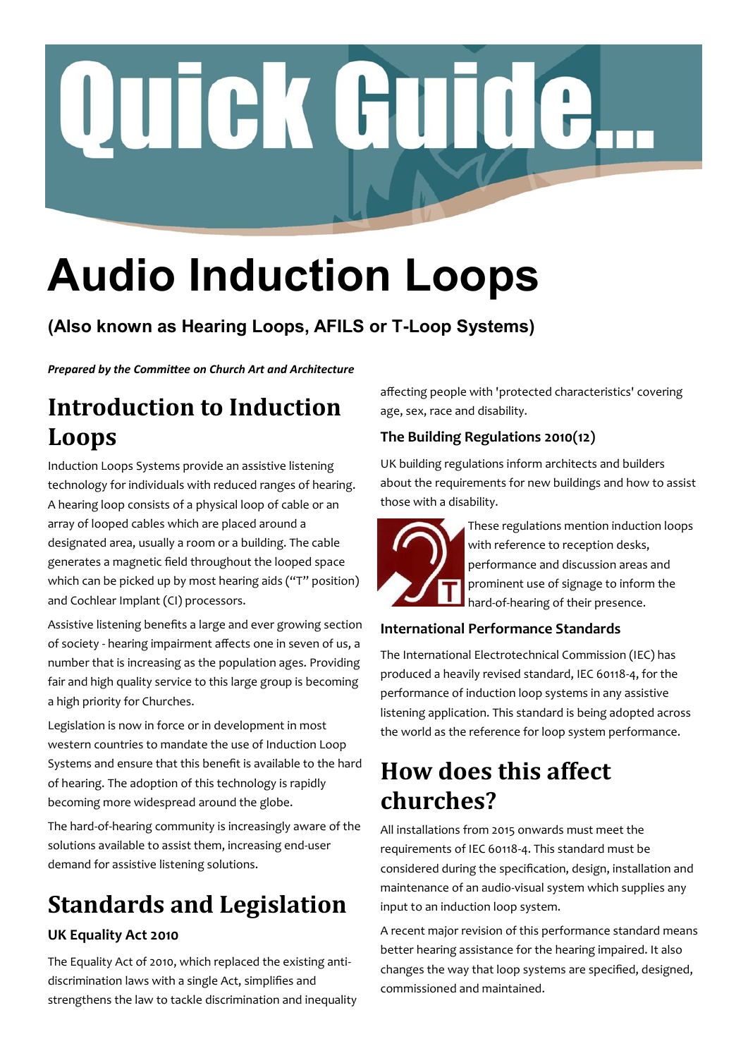# Quick Guide...

# Audio Induction Loops

### (Also known as Hearing Loops, AFILS or T-Loop Systems)

***Prepared by the Committee on Church Art and Architecture***

## Introduction to Induction Loops

Induction Loops Systems provide an assistive listening technology for individuals with reduced ranges of hearing. A hearing loop consists of a physical loop of cable or an array of looped cables which are placed around a designated area, usually a room or a building. The cable generates a magnetic field throughout the looped space which can be picked up by most hearing aids ("T" position) and Cochlear Implant (CI) processors.

Assistive listening benefits a large and ever growing section of society - hearing impairment affects one in seven of us, a number that is increasing as the population ages. Providing fair and high quality service to this large group is becoming a high priority for Churches.

Legislation is now in force or in development in most western countries to mandate the use of Induction Loop Systems and ensure that this benefit is available to the hard of hearing. The adoption of this technology is rapidly becoming more widespread around the globe.

The hard-of-hearing community is increasingly aware of the solutions available to assist them, increasing end-user demand for assistive listening solutions.

## Standards and Legislation

### UK Equality Act 2010

The Equality Act of 2010, which replaced the existing anti-discrimination laws with a single Act, simplifies and strengthens the law to tackle discrimination and inequality affecting people with 'protected characteristics' covering age, sex, race and disability.

### The Building Regulations 2010(12)

UK building regulations inform architects and builders about the requirements for new buildings and how to assist those with a disability.

These regulations mention induction loops with reference to reception desks, performance and discussion areas and prominent use of signage to inform the hard-of-hearing of their presence.

### International Performance Standards

The International Electrotechnical Commission (IEC) has produced a heavily revised standard, IEC 60118-4, for the performance of induction loop systems in any assistive listening application. This standard is being adopted across the world as the reference for loop system performance.

## How does this affect churches?

All installations from 2015 onwards must meet the requirements of IEC 60118-4. This standard must be considered during the specification, design, installation and maintenance of an audio-visual system which supplies any input to an induction loop system.

A recent major revision of this performance standard means better hearing assistance for the hearing impaired. It also changes the way that loop systems are specified, designed, commissioned and maintained.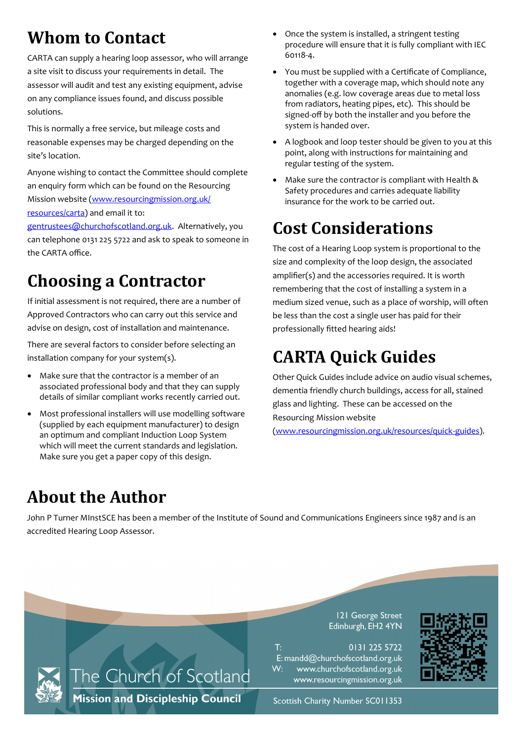## Whom to Contact

CARTA can supply a hearing loop assessor, who will arrange a site visit to discuss your requirements in detail. The assessor will audit and test any existing equipment, advise on any compliance issues found, and discuss possible solutions.

This is normally a free service, but mileage costs and reasonable expenses may be charged depending on the site's location.

Anyone wishing to contact the Committee should complete an enquiry form which can be found on the Resourcing Mission website ([www.resourcingmission.org.uk/resources/carta](www.resourcingmission.org.uk/resources/carta)) and email it to: [gentrustees@churchofscotland.org.uk](mailto:gentrustees@churchofscotland.org.uk). Alternatively, you can telephone 0131 225 5722 and ask to speak to someone in the CARTA office.

## Choosing a Contractor

If initial assessment is not required, there are a number of Approved Contractors who can carry out this service and advise on design, cost of installation and maintenance.

There are several factors to consider before selecting an installation company for your system(s).

- Make sure that the contractor is a member of an associated professional body and that they can supply details of similar compliant works recently carried out.
- Most professional installers will use modelling software (supplied by each equipment manufacturer) to design an optimum and compliant Induction Loop System which will meet the current standards and legislation. Make sure you get a paper copy of this design.
- Once the system is installed, a stringent testing procedure will ensure that it is fully compliant with IEC 60118-4.
- You must be supplied with a Certificate of Compliance, together with a coverage map, which should note any anomalies (e.g. low coverage areas due to metal loss from radiators, heating pipes, etc). This should be signed-off by both the installer and you before the system is handed over.
- A logbook and loop tester should be given to you at this point, along with instructions for maintaining and regular testing of the system.
- Make sure the contractor is compliant with Health & Safety procedures and carries adequate liability insurance for the work to be carried out.

## Cost Considerations

The cost of a Hearing Loop system is proportional to the size and complexity of the loop design, the associated amplifier(s) and the accessories required. It is worth remembering that the cost of installing a system in a medium sized venue, such as a place of worship, will often be less than the cost a single user has paid for their professionally fitted hearing aids!

## CARTA Quick Guides

Other Quick Guides include advice on audio visual schemes, dementia friendly church buildings, access for all, stained glass and lighting. These can be accessed on the Resourcing Mission website ([www.resourcingmission.org.uk/resources/quick-guides](www.resourcingmission.org.uk/resources/quick-guides)).

## About the Author

John P Turner MInstSCE has been a member of the Institute of Sound and Communications Engineers since 1987 and is an accredited Hearing Loop Assessor.

The Church of Scotland
**Mission and Discipleship Council**

121 George Street
Edinburgh, EH2 4YN

T: 0131 225 5722
E: mandd@churchofscotland.org.uk
W: www.churchofscotland.org.uk
www.resourcingmission.org.uk

Scottish Charity Number SC011353